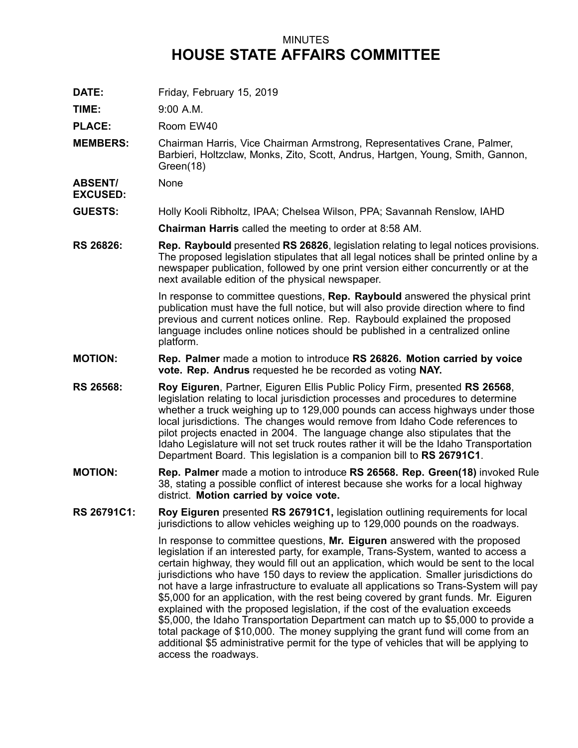MINUTES

# HOUSE STATE AFFAIRS COMMITTEE

**DATE:** Friday, February 15, 2019

**TIME:** 9:00 A.M.

**PLACE:** Room EW40

**MEMBERS:** Chairman Harris, Vice Chairman Armstrong, Representatives Crane, Palmer, Barbieri, Holtzclaw, Monks, Zito, Scott, Andrus, Hartgen, Young, Smith, Gannon, Green(18)

**ABSENT/ EXCUSED:** None

**GUESTS:** Holly Kooli Ribholtz, IPAA; Chelsea Wilson, PPA; Savannah Renslow, IAHD

**Chairman Harris** called the meeting to order at 8:58 AM.

**RS 26826:** **Rep. Raybould** presented **RS 26826**, legislation relating to legal notices provisions. The proposed legislation stipulates that all legal notices shall be printed online by a newspaper publication, followed by one print version either concurrently or at the next available edition of the physical newspaper.

In response to committee questions, **Rep. Raybould** answered the physical print publication must have the full notice, but will also provide direction where to find previous and current notices online. Rep. Raybould explained the proposed language includes online notices should be published in a centralized online platform.

**MOTION:** **Rep. Palmer** made a motion to introduce **RS 26826. Motion carried by voice vote. Rep. Andrus** requested he be recorded as voting **NAY.**

**RS 26568:** **Roy Eiguren**, Partner, Eiguren Ellis Public Policy Firm, presented **RS 26568**, legislation relating to local jurisdiction processes and procedures to determine whether a truck weighing up to 129,000 pounds can access highways under those local jurisdictions. The changes would remove from Idaho Code references to pilot projects enacted in 2004. The language change also stipulates that the Idaho Legislature will not set truck routes rather it will be the Idaho Transportation Department Board. This legislation is a companion bill to **RS 26791C1**.

**MOTION:** **Rep. Palmer** made a motion to introduce **RS 26568. Rep. Green(18)** invoked Rule 38, stating a possible conflict of interest because she works for a local highway district. **Motion carried by voice vote.**

**RS 26791C1:** **Roy Eiguren** presented **RS 26791C1,** legislation outlining requirements for local jurisdictions to allow vehicles weighing up to 129,000 pounds on the roadways.

In response to committee questions, **Mr. Eiguren** answered with the proposed legislation if an interested party, for example, Trans-System, wanted to access a certain highway, they would fill out an application, which would be sent to the local jurisdictions who have 150 days to review the application. Smaller jurisdictions do not have a large infrastructure to evaluate all applications so Trans-System will pay $5,000 for an application, with the rest being covered by grant funds. Mr. Eiguren explained with the proposed legislation, if the cost of the evaluation exceeds $5,000, the Idaho Transportation Department can match up to $5,000 to provide a total package of $10,000. The money supplying the grant fund will come from an additional $5 administrative permit for the type of vehicles that will be applying to access the roadways.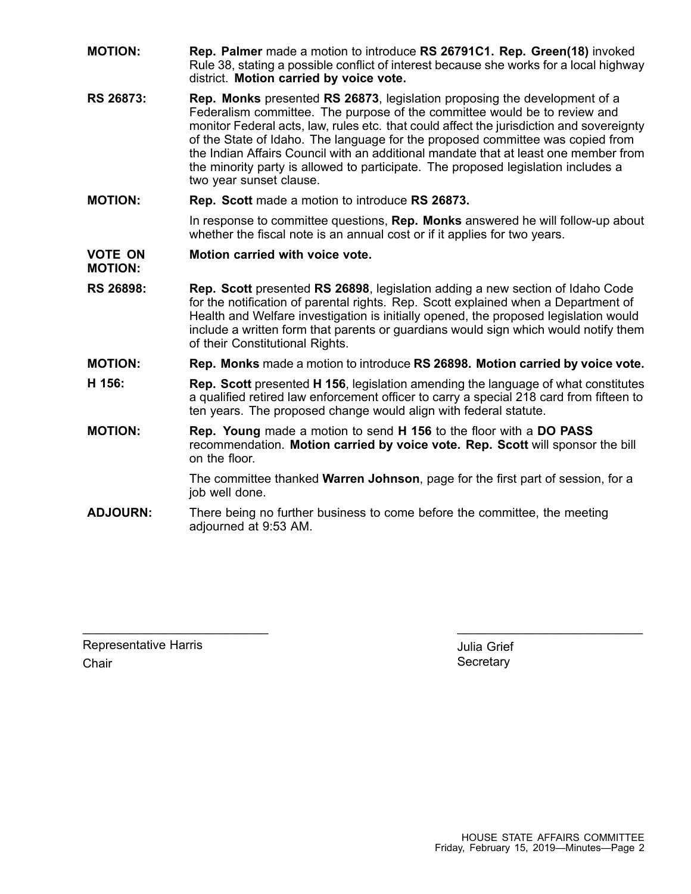**MOTION:** **Rep. Palmer** made a motion to introduce **RS 26791C1. Rep. Green(18)** invoked Rule 38, stating a possible conflict of interest because she works for a local highway district. **Motion carried by voice vote.**

**RS 26873:** **Rep. Monks** presented **RS 26873**, legislation proposing the development of a Federalism committee. The purpose of the committee would be to review and monitor Federal acts, law, rules etc. that could affect the jurisdiction and sovereignty of the State of Idaho. The language for the proposed committee was copied from the Indian Affairs Council with an additional mandate that at least one member from the minority party is allowed to participate. The proposed legislation includes a two year sunset clause.

**MOTION:** **Rep. Scott** made a motion to introduce **RS 26873.**

In response to committee questions, **Rep. Monks** answered he will follow-up about whether the fiscal note is an annual cost or if it applies for two years.

**VOTE ON MOTION:** **Motion carried with voice vote.**

**RS 26898:** **Rep. Scott** presented **RS 26898**, legislation adding a new section of Idaho Code for the notification of parental rights. Rep. Scott explained when a Department of Health and Welfare investigation is initially opened, the proposed legislation would include a written form that parents or guardians would sign which would notify them of their Constitutional Rights.

**MOTION:** **Rep. Monks** made a motion to introduce **RS 26898. Motion carried by voice vote.**

**H 156:** **Rep. Scott** presented **H 156**, legislation amending the language of what constitutes a qualified retired law enforcement officer to carry a special 218 card from fifteen to ten years. The proposed change would align with federal statute.

**MOTION:** **Rep. Young** made a motion to send **H 156** to the floor with a **DO PASS** recommendation. **Motion carried by voice vote. Rep. Scott** will sponsor the bill on the floor.

The committee thanked **Warren Johnson**, page for the first part of session, for a job well done.

**ADJOURN:** There being no further business to come before the committee, the meeting adjourned at 9:53 AM.

___________________________
Representative Harris
Chair

___________________________
Julia Grief
Secretary